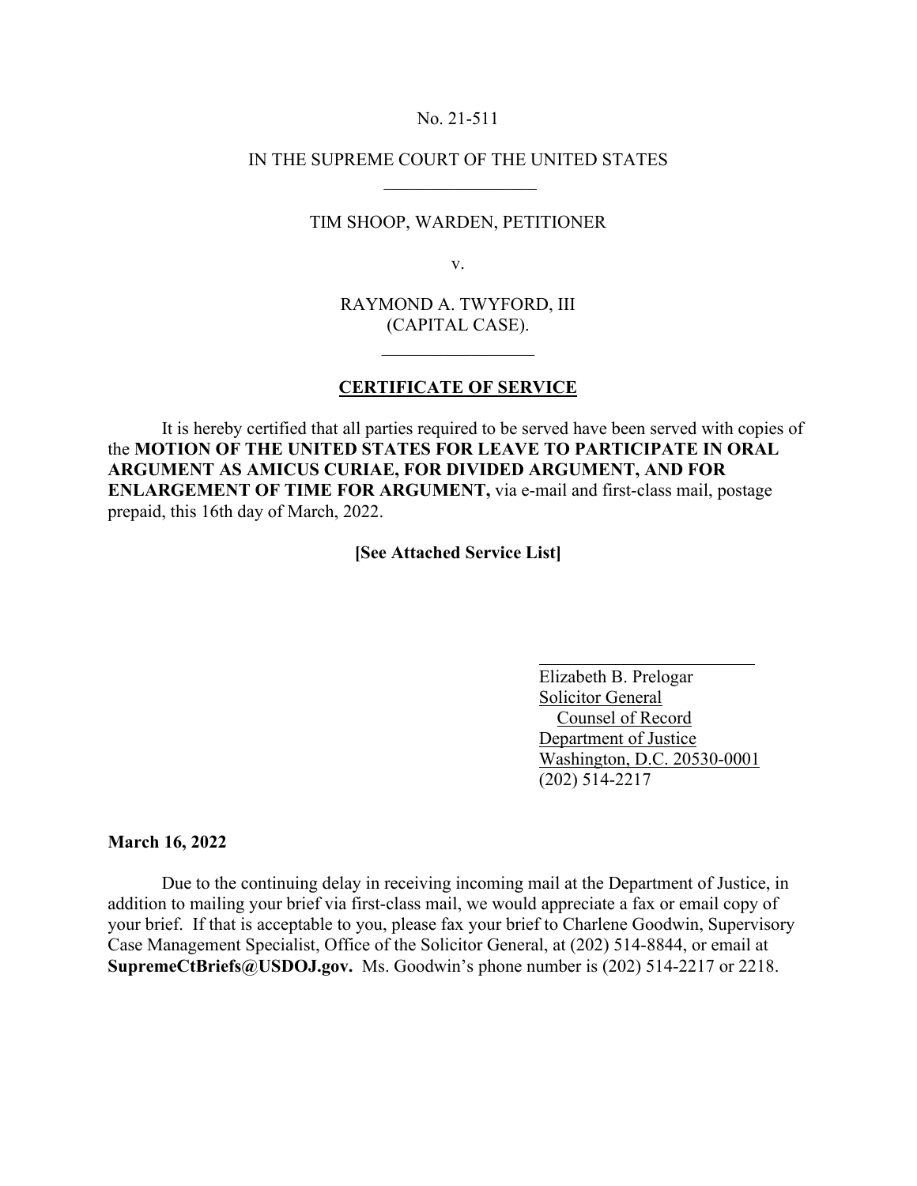No. 21-511

IN THE SUPREME COURT OF THE UNITED STATES

---

TIM SHOOP, WARDEN, PETITIONER

v.

RAYMOND A. TWYFORD, III
(CAPITAL CASE).

---

**CERTIFICATE OF SERVICE**

It is hereby certified that all parties required to be served have been served with copies of the **MOTION OF THE UNITED STATES FOR LEAVE TO PARTICIPATE IN ORAL ARGUMENT AS AMICUS CURIAE, FOR DIVIDED ARGUMENT, AND FOR ENLARGEMENT OF TIME FOR ARGUMENT,** via e-mail and first-class mail, postage prepaid, this 16th day of March, 2022.

**[See Attached Service List]**

Elizabeth B. Prelogar
Solicitor General
Counsel of Record
Department of Justice
Washington, D.C. 20530-0001
(202) 514-2217

**March 16, 2022**

Due to the continuing delay in receiving incoming mail at the Department of Justice, in addition to mailing your brief via first-class mail, we would appreciate a fax or email copy of your brief. If that is acceptable to you, please fax your brief to Charlene Goodwin, Supervisory Case Management Specialist, Office of the Solicitor General, at (202) 514-8844, or email at **SupremeCtBriefs@USDOJ.gov.** Ms. Goodwin's phone number is (202) 514-2217 or 2218.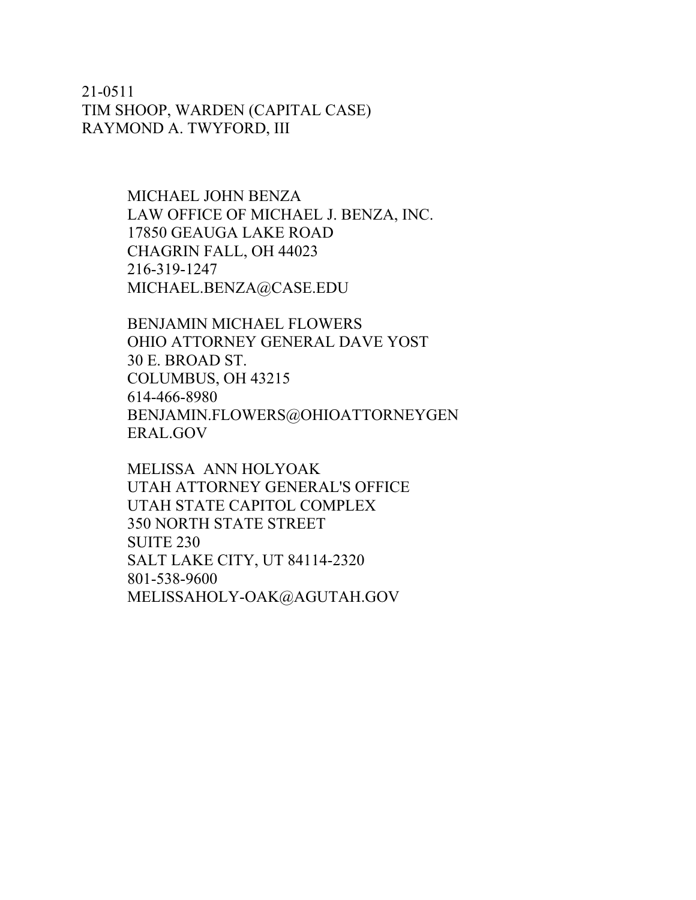21-0511
TIM SHOOP, WARDEN (CAPITAL CASE)
RAYMOND A. TWYFORD, III

MICHAEL JOHN BENZA
LAW OFFICE OF MICHAEL J. BENZA, INC.
17850 GEAUGA LAKE ROAD
CHAGRIN FALL, OH 44023
216-319-1247
MICHAEL.BENZA@CASE.EDU

BENJAMIN MICHAEL FLOWERS
OHIO ATTORNEY GENERAL DAVE YOST
30 E. BROAD ST.
COLUMBUS, OH 43215
614-466-8980
BENJAMIN.FLOWERS@OHIOATTORNEYGENERAL.GOV

MELISSA ANN HOLYOAK
UTAH ATTORNEY GENERAL'S OFFICE
UTAH STATE CAPITOL COMPLEX
350 NORTH STATE STREET
SUITE 230
SALT LAKE CITY, UT 84114-2320
801-538-9600
MELISSAHOLY-OAK@AGUTAH.GOV